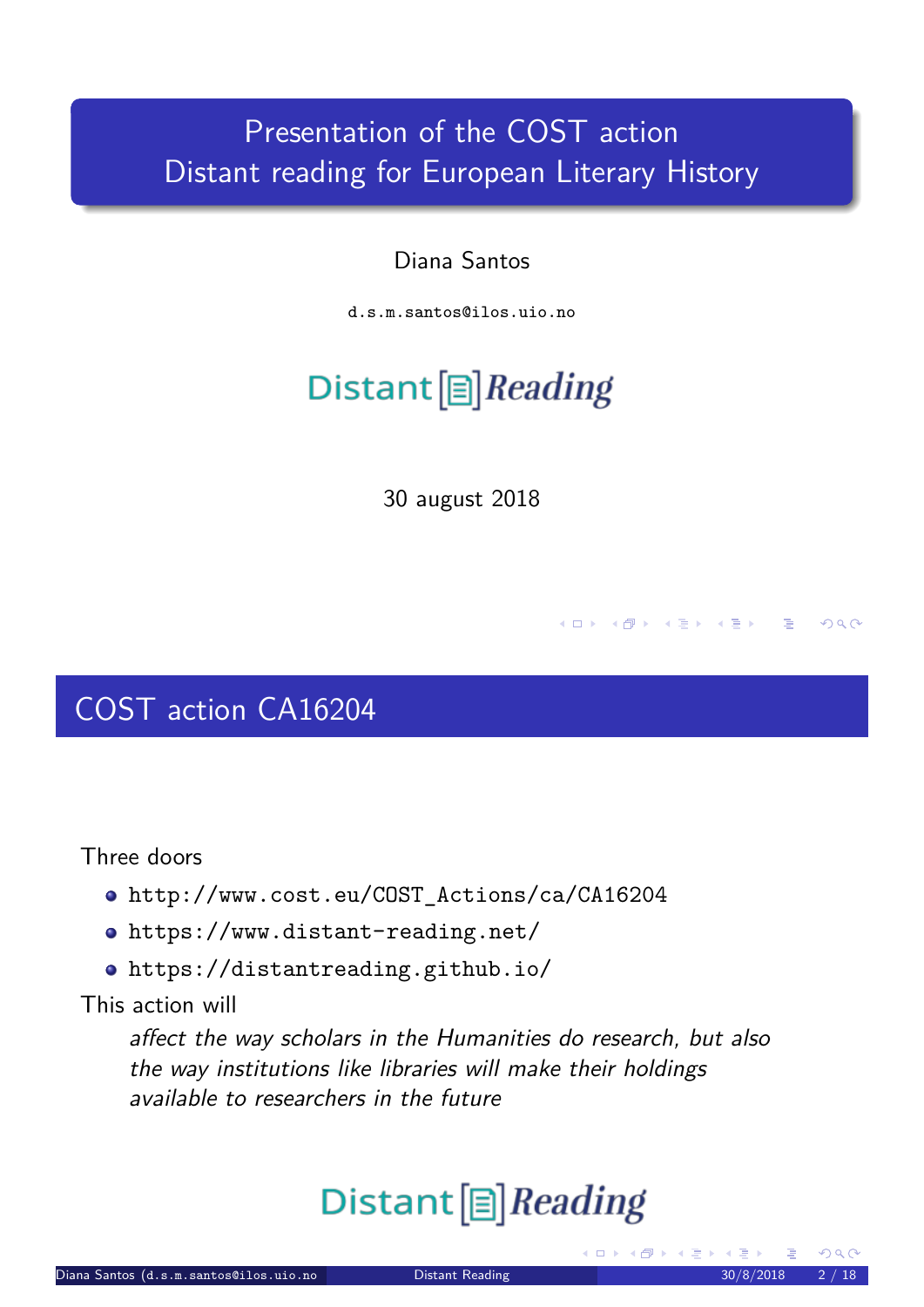# Presentation of the COST action Distant reading for European Literary History

Diana Santos

d.s.m.santos@ilos.uio.no

Distant Reading

30 august 2018

## COST action CA16204

Three doors

- http://www.cost.eu/COST_Actions/ca/CA16204
- https://www.distant-reading.net/
- https://distantreading.github.io/

This action will

> *affect the way scholars in the Humanities do research, but also the way institutions like libraries will make their holdings available to researchers in the future*

Distant Reading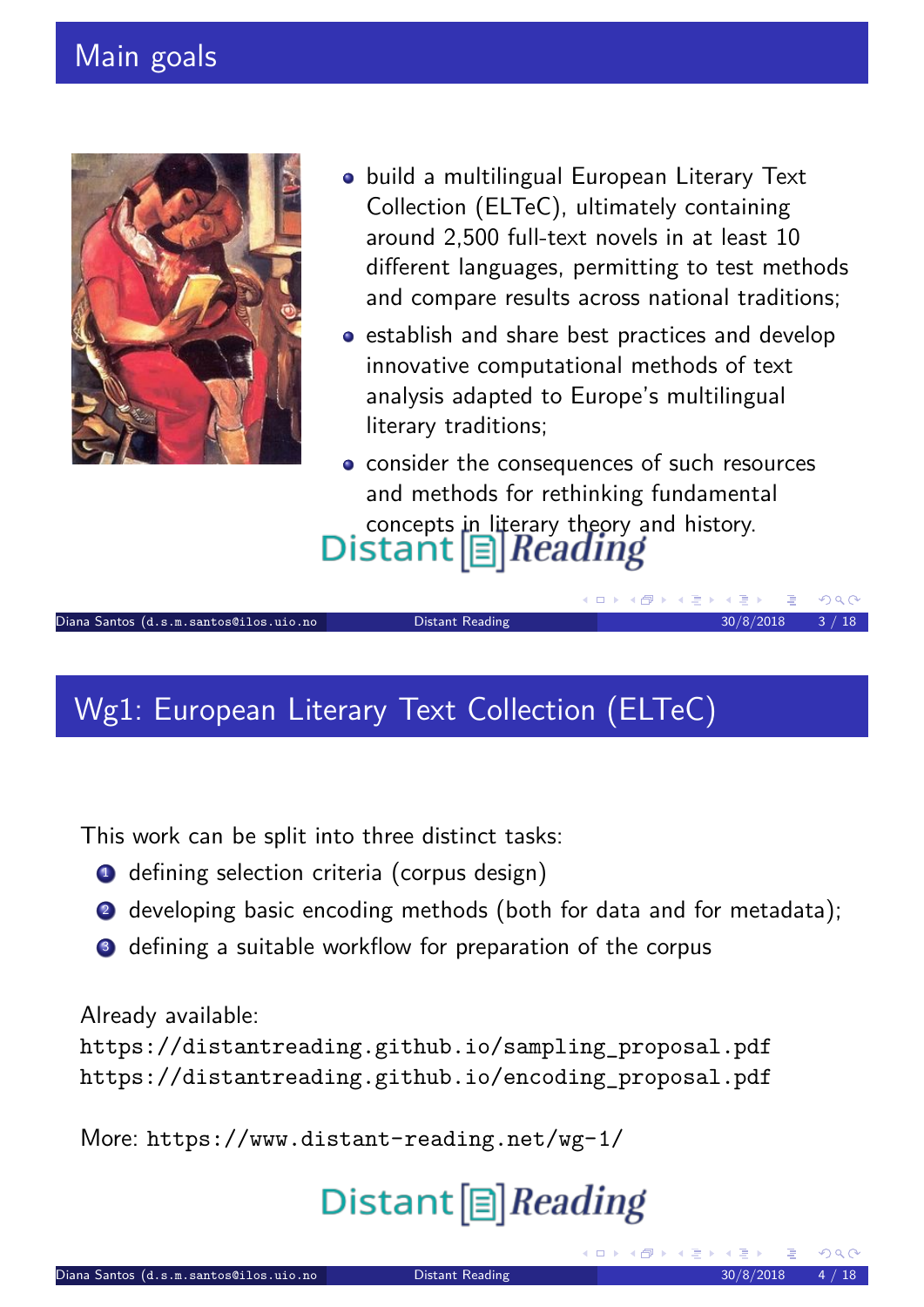## Main goals

- build a multilingual European Literary Text Collection (ELTeC), ultimately containing around 2,500 full-text novels in at least 10 different languages, permitting to test methods and compare results across national traditions;
- establish and share best practices and develop innovative computational methods of text analysis adapted to Europe's multilingual literary traditions;
- consider the consequences of such resources and methods for rethinking fundamental concepts in literary theory and history.

Distant Reading

## Wg1: European Literary Text Collection (ELTeC)

This work can be split into three distinct tasks:

1. defining selection criteria (corpus design)
2. developing basic encoding methods (both for data and for metadata);
3. defining a suitable workflow for preparation of the corpus

Already available:
https://distantreading.github.io/sampling_proposal.pdf
https://distantreading.github.io/encoding_proposal.pdf

More: https://www.distant-reading.net/wg-1/

Distant Reading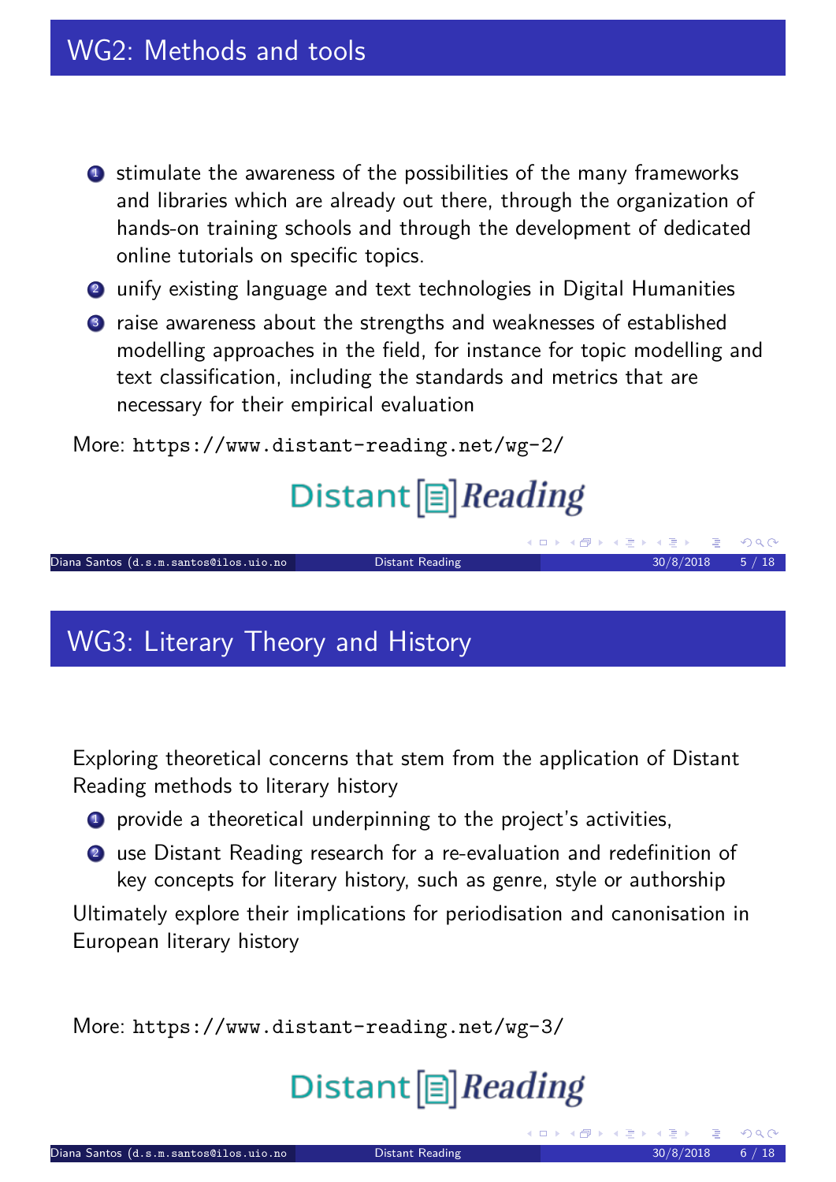## WG2: Methods and tools

1. stimulate the awareness of the possibilities of the many frameworks and libraries which are already out there, through the organization of hands-on training schools and through the development of dedicated online tutorials on specific topics.
2. unify existing language and text technologies in Digital Humanities
3. raise awareness about the strengths and weaknesses of established modelling approaches in the field, for instance for topic modelling and text classification, including the standards and metrics that are necessary for their empirical evaluation

More: https://www.distant-reading.net/wg-2/

Distant Reading

## WG3: Literary Theory and History

Exploring theoretical concerns that stem from the application of Distant Reading methods to literary history

1. provide a theoretical underpinning to the project's activities,
2. use Distant Reading research for a re-evaluation and redefinition of key concepts for literary history, such as genre, style or authorship

Ultimately explore their implications for periodisation and canonisation in European literary history

More: https://www.distant-reading.net/wg-3/

Distant Reading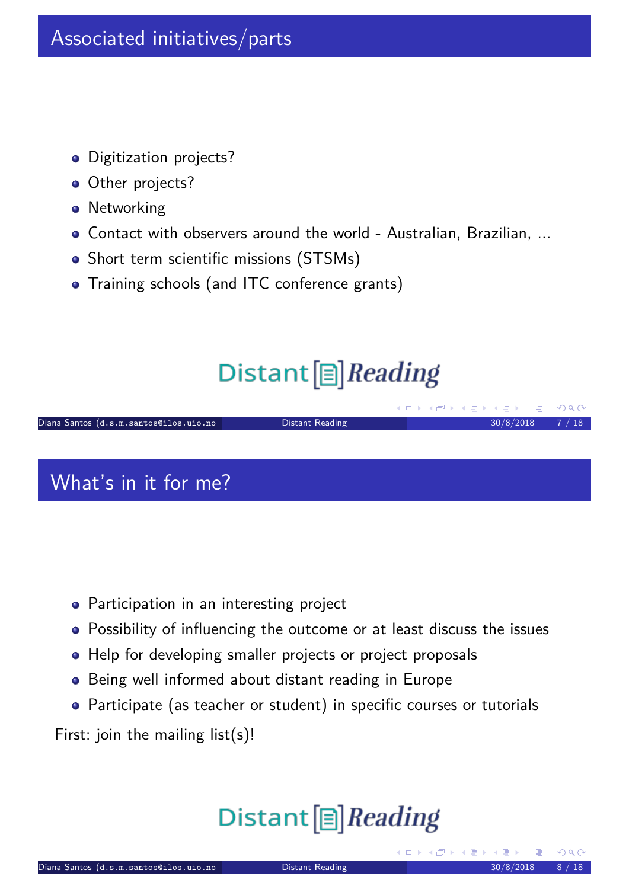## Associated initiatives/parts

- Digitization projects?
- Other projects?
- Networking
- Contact with observers around the world - Australian, Brazilian, ...
- Short term scientific missions (STSMs)
- Training schools (and ITC conference grants)

Distant [≡] *Reading*

## What's in it for me?

- Participation in an interesting project
- Possibility of influencing the outcome or at least discuss the issues
- Help for developing smaller projects or project proposals
- Being well informed about distant reading in Europe
- Participate (as teacher or student) in specific courses or tutorials

First: join the mailing list(s)!

Distant [≡] *Reading*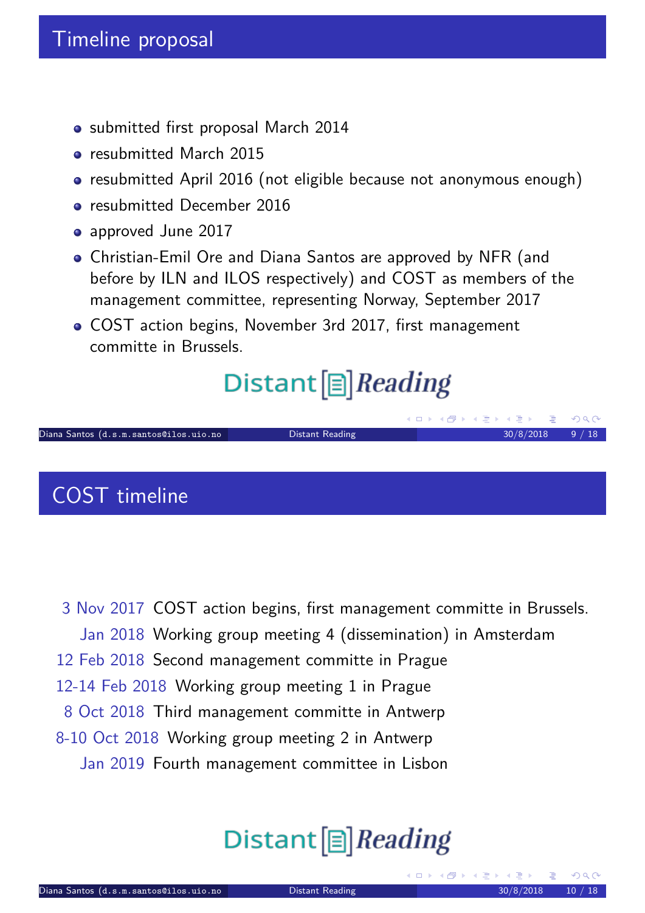## Timeline proposal

- submitted first proposal March 2014
- resubmitted March 2015
- resubmitted April 2016 (not eligible because not anonymous enough)
- resubmitted December 2016
- approved June 2017
- Christian-Emil Ore and Diana Santos are approved by NFR (and before by ILN and ILOS respectively) and COST as members of the management committee, representing Norway, September 2017
- COST action begins, November 3rd 2017, first management committe in Brussels.

Distant [≡] *Reading*

## COST timeline

| | |
|---|---|
| 3 Nov 2017 | COST action begins, first management committe in Brussels. |
| Jan 2018 | Working group meeting 4 (dissemination) in Amsterdam |
| 12 Feb 2018 | Second management committe in Prague |
| 12-14 Feb 2018 | Working group meeting 1 in Prague |
| 8 Oct 2018 | Third management committe in Antwerp |
| 8-10 Oct 2018 | Working group meeting 2 in Antwerp |
| Jan 2019 | Fourth management committee in Lisbon |

Distant [≡] *Reading*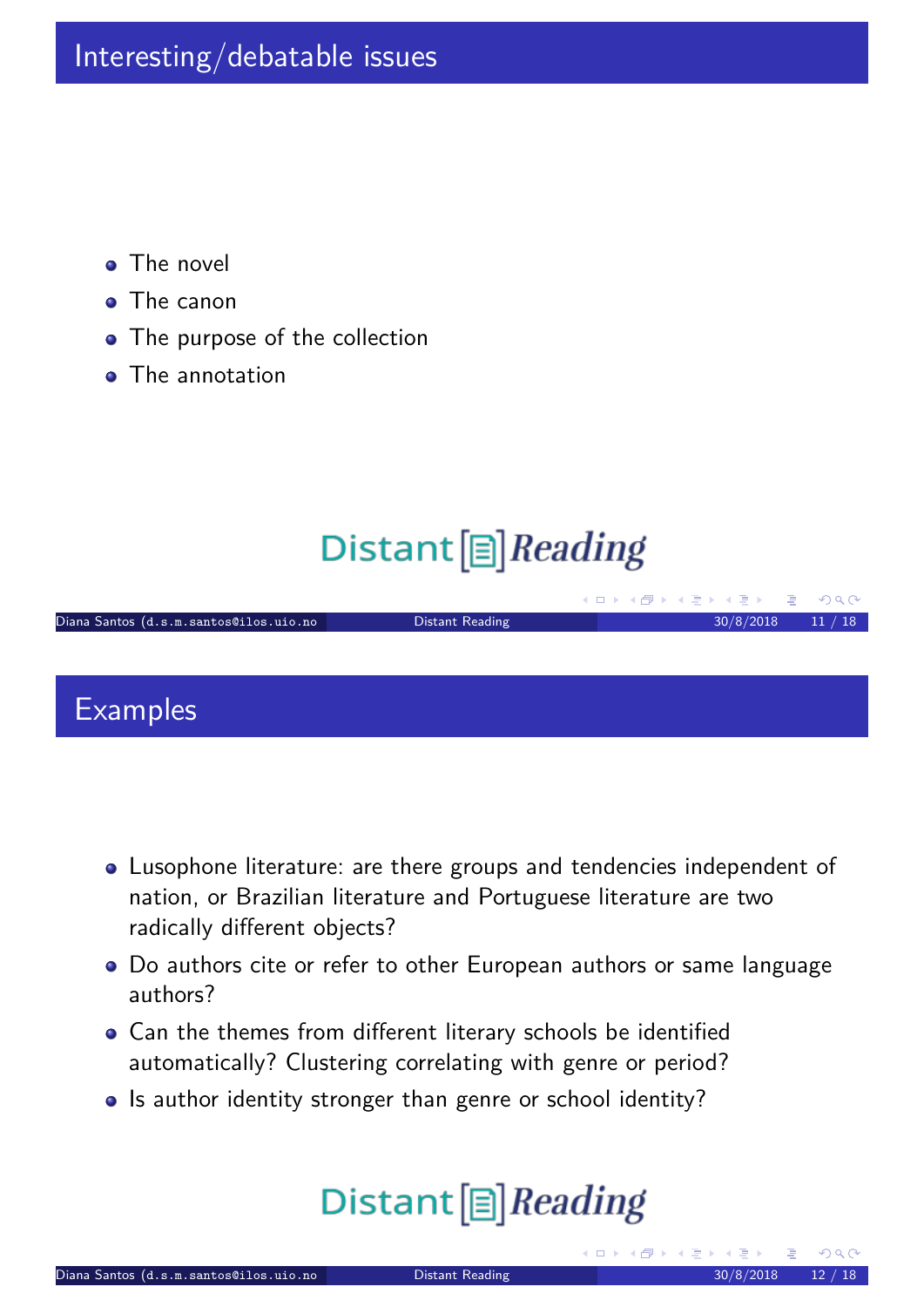## Interesting/debatable issues

- The novel
- The canon
- The purpose of the collection
- The annotation

## Examples

- Lusophone literature: are there groups and tendencies independent of nation, or Brazilian literature and Portuguese literature are two radically different objects?
- Do authors cite or refer to other European authors or same language authors?
- Can the themes from different literary schools be identified automatically? Clustering correlating with genre or period?
- Is author identity stronger than genre or school identity?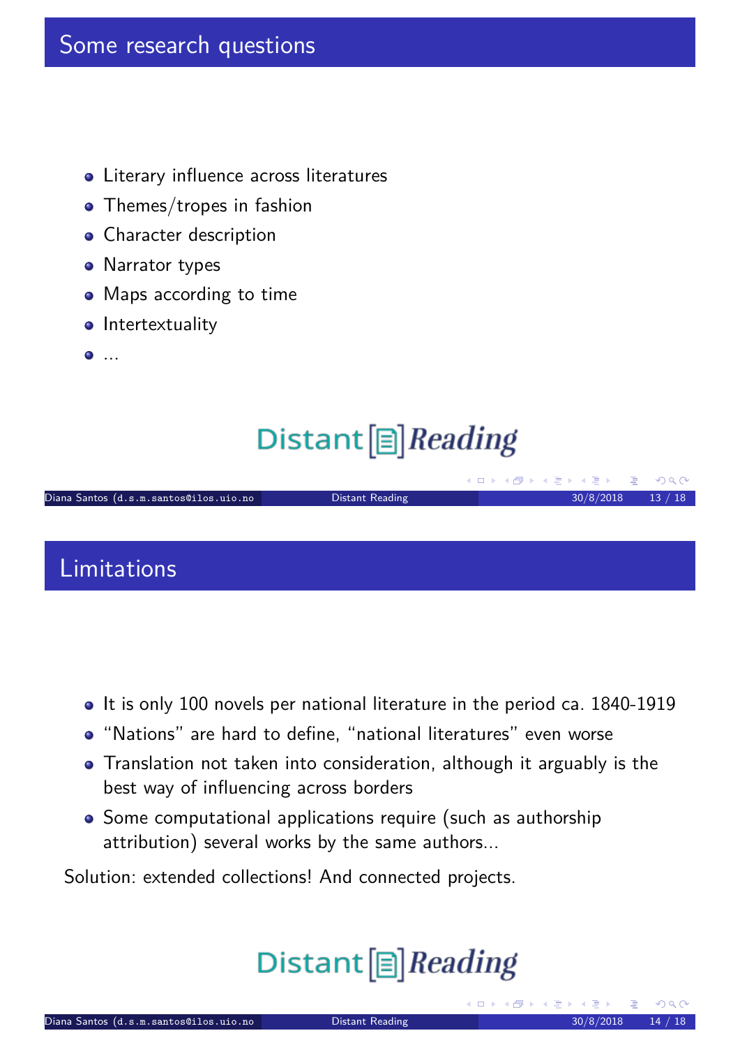## Some research questions

- Literary influence across literatures
- Themes/tropes in fashion
- Character description
- Narrator types
- Maps according to time
- Intertextuality
- ...

Distant [ ] *Reading*

## Limitations

- It is only 100 novels per national literature in the period ca. 1840-1919
- “Nations” are hard to define, “national literatures” even worse
- Translation not taken into consideration, although it arguably is the best way of influencing across borders
- Some computational applications require (such as authorship attribution) several works by the same authors...

Solution: extended collections! And connected projects.

Distant [ ] *Reading*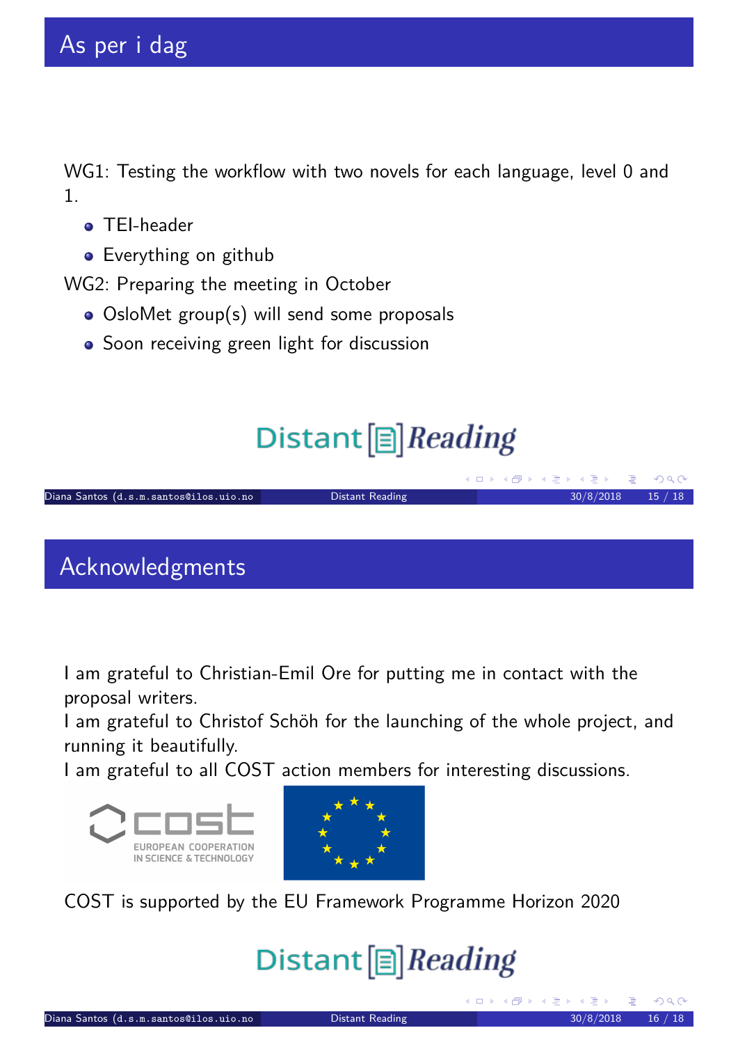## As per i dag

WG1: Testing the workflow with two novels for each language, level 0 and 1.

- TEI-header
- Everything on github

WG2: Preparing the meeting in October

- OsloMet group(s) will send some proposals
- Soon receiving green light for discussion

Distant Reading

## Acknowledgments

I am grateful to Christian-Emil Ore for putting me in contact with the proposal writers.
I am grateful to Christof Schöh for the launching of the whole project, and running it beautifully.
I am grateful to all COST action members for interesting discussions.

cost
EUROPEAN COOPERATION IN SCIENCE & TECHNOLOGY

COST is supported by the EU Framework Programme Horizon 2020

Distant Reading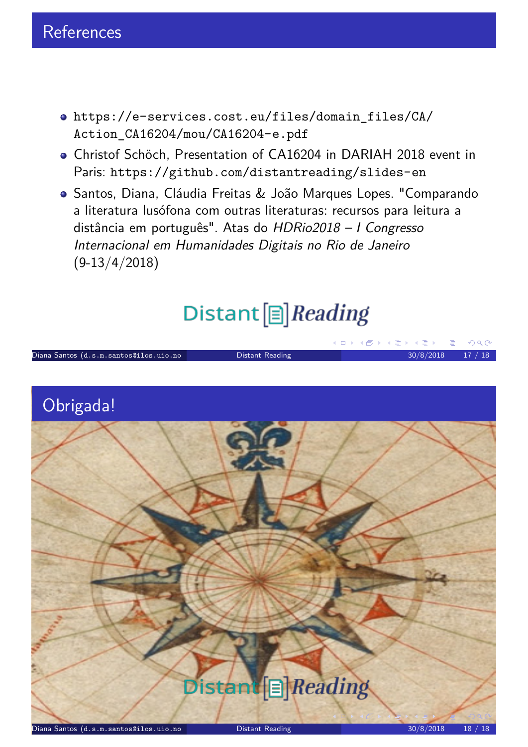## References

- https://e-services.cost.eu/files/domain_files/CA/Action_CA16204/mou/CA16204-e.pdf
- Christof Schöch, Presentation of CA16204 in DARIAH 2018 event in Paris: https://github.com/distantreading/slides-en
- Santos, Diana, Cláudia Freitas & João Marques Lopes. "Comparando a literatura lusófona com outras literaturas: recursos para leitura a distância em português". Atas do *HDRio2018 – I Congresso Internacional em Humanidades Digitais no Rio de Janeiro* (9-13/4/2018)

Distant Reading

## Obrigada!

Distant Reading